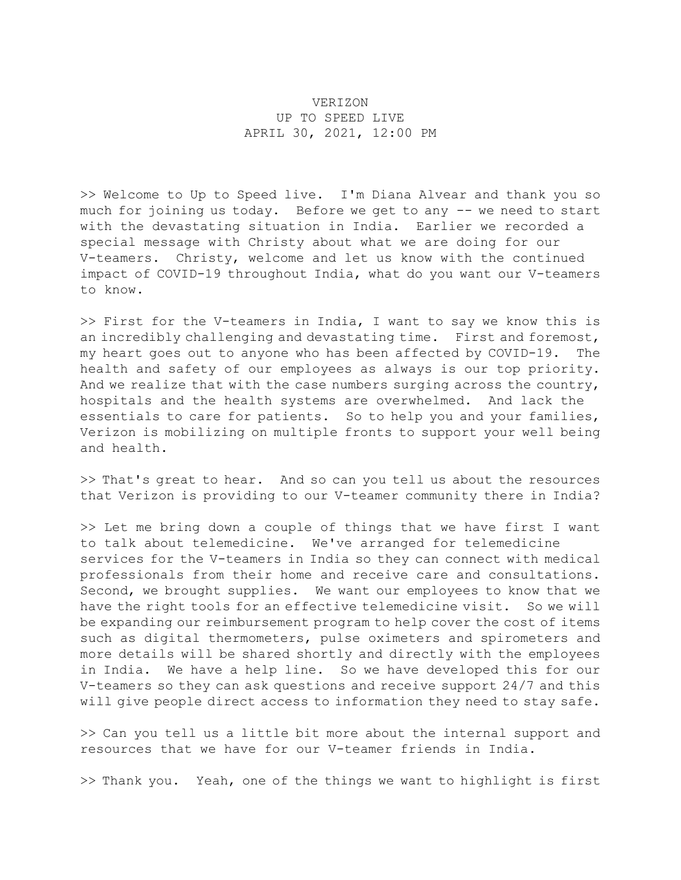VERIZON
UP TO SPEED LIVE
APRIL 30, 2021, 12:00 PM

>> Welcome to Up to Speed live. I'm Diana Alvear and thank you so much for joining us today. Before we get to any -- we need to start with the devastating situation in India. Earlier we recorded a special message with Christy about what we are doing for our V-teamers. Christy, welcome and let us know with the continued impact of COVID-19 throughout India, what do you want our V-teamers to know.

>> First for the V-teamers in India, I want to say we know this is an incredibly challenging and devastating time. First and foremost, my heart goes out to anyone who has been affected by COVID-19. The health and safety of our employees as always is our top priority. And we realize that with the case numbers surging across the country, hospitals and the health systems are overwhelmed. And lack the essentials to care for patients. So to help you and your families, Verizon is mobilizing on multiple fronts to support your well being and health.

>> That's great to hear. And so can you tell us about the resources that Verizon is providing to our V-teamer community there in India?

>> Let me bring down a couple of things that we have first I want to talk about telemedicine. We've arranged for telemedicine services for the V-teamers in India so they can connect with medical professionals from their home and receive care and consultations. Second, we brought supplies. We want our employees to know that we have the right tools for an effective telemedicine visit. So we will be expanding our reimbursement program to help cover the cost of items such as digital thermometers, pulse oximeters and spirometers and more details will be shared shortly and directly with the employees in India. We have a help line. So we have developed this for our V-teamers so they can ask questions and receive support 24/7 and this will give people direct access to information they need to stay safe.

>> Can you tell us a little bit more about the internal support and resources that we have for our V-teamer friends in India.

>> Thank you. Yeah, one of the things we want to highlight is first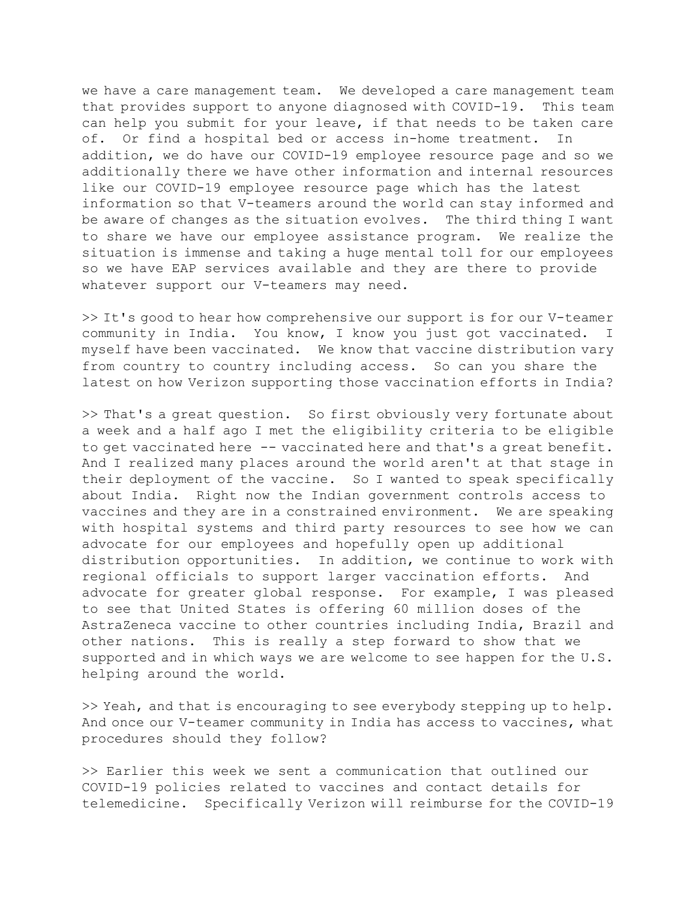we have a care management team. We developed a care management team that provides support to anyone diagnosed with COVID-19. This team can help you submit for your leave, if that needs to be taken care of. Or find a hospital bed or access in-home treatment. In addition, we do have our COVID-19 employee resource page and so we additionally there we have other information and internal resources like our COVID-19 employee resource page which has the latest information so that V-teamers around the world can stay informed and be aware of changes as the situation evolves. The third thing I want to share we have our employee assistance program. We realize the situation is immense and taking a huge mental toll for our employees so we have EAP services available and they are there to provide whatever support our V-teamers may need.

>> It's good to hear how comprehensive our support is for our V-teamer community in India. You know, I know you just got vaccinated. I myself have been vaccinated. We know that vaccine distribution vary from country to country including access. So can you share the latest on how Verizon supporting those vaccination efforts in India?

>> That's a great question. So first obviously very fortunate about a week and a half ago I met the eligibility criteria to be eligible to get vaccinated here -- vaccinated here and that's a great benefit. And I realized many places around the world aren't at that stage in their deployment of the vaccine. So I wanted to speak specifically about India. Right now the Indian government controls access to vaccines and they are in a constrained environment. We are speaking with hospital systems and third party resources to see how we can advocate for our employees and hopefully open up additional distribution opportunities. In addition, we continue to work with regional officials to support larger vaccination efforts. And advocate for greater global response. For example, I was pleased to see that United States is offering 60 million doses of the AstraZeneca vaccine to other countries including India, Brazil and other nations. This is really a step forward to show that we supported and in which ways we are welcome to see happen for the U.S. helping around the world.

>> Yeah, and that is encouraging to see everybody stepping up to help. And once our V-teamer community in India has access to vaccines, what procedures should they follow?

>> Earlier this week we sent a communication that outlined our COVID-19 policies related to vaccines and contact details for telemedicine. Specifically Verizon will reimburse for the COVID-19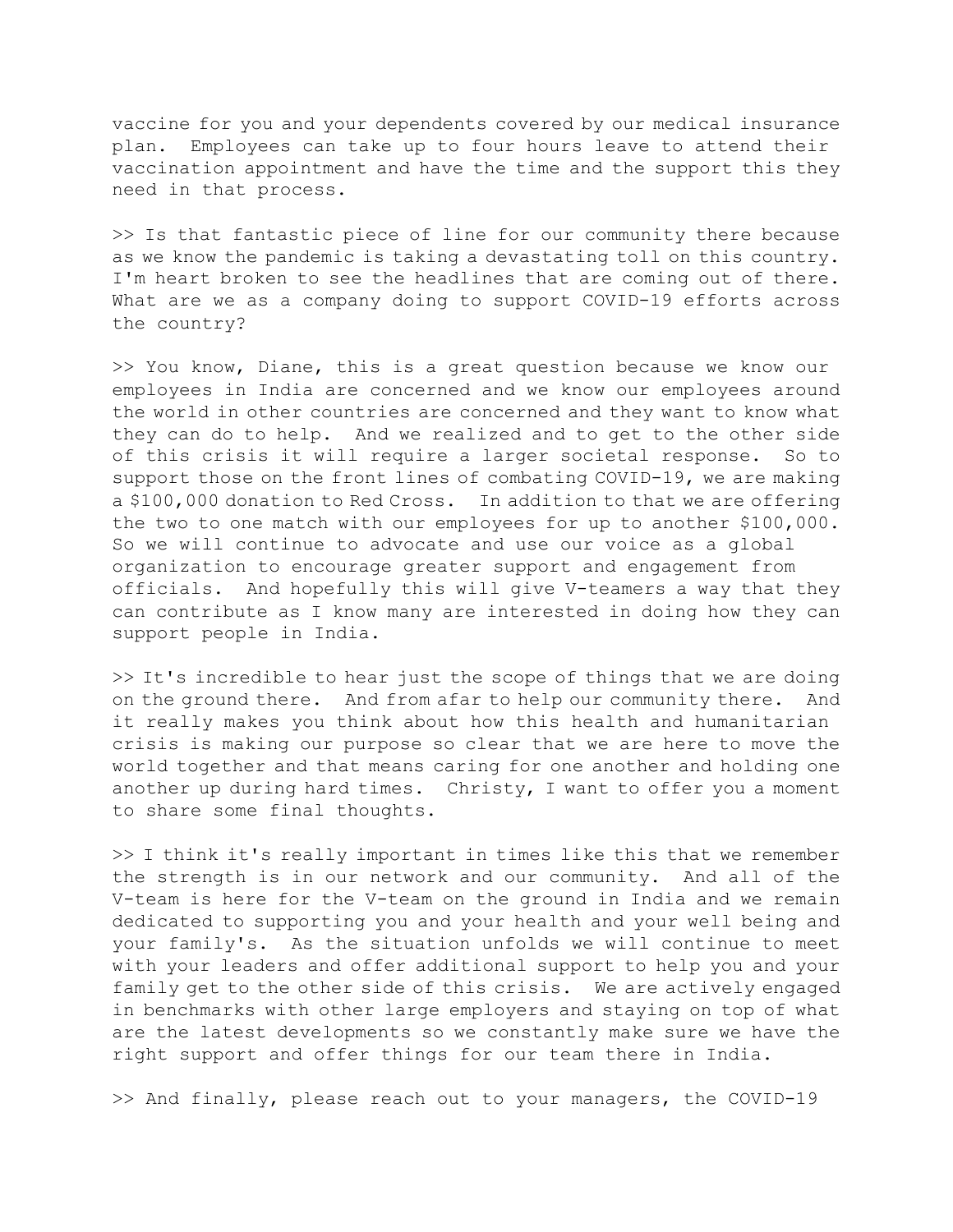vaccine for you and your dependents covered by our medical insurance plan. Employees can take up to four hours leave to attend their vaccination appointment and have the time and the support this they need in that process.

>> Is that fantastic piece of line for our community there because as we know the pandemic is taking a devastating toll on this country. I'm heart broken to see the headlines that are coming out of there. What are we as a company doing to support COVID-19 efforts across the country?

>> You know, Diane, this is a great question because we know our employees in India are concerned and we know our employees around the world in other countries are concerned and they want to know what they can do to help. And we realized and to get to the other side of this crisis it will require a larger societal response. So to support those on the front lines of combating COVID-19, we are making a $100,000 donation to Red Cross. In addition to that we are offering the two to one match with our employees for up to another $100,000. So we will continue to advocate and use our voice as a global organization to encourage greater support and engagement from officials. And hopefully this will give V-teamers a way that they can contribute as I know many are interested in doing how they can support people in India.

>> It's incredible to hear just the scope of things that we are doing on the ground there. And from afar to help our community there. And it really makes you think about how this health and humanitarian crisis is making our purpose so clear that we are here to move the world together and that means caring for one another and holding one another up during hard times. Christy, I want to offer you a moment to share some final thoughts.

>> I think it's really important in times like this that we remember the strength is in our network and our community. And all of the V-team is here for the V-team on the ground in India and we remain dedicated to supporting you and your health and your well being and your family's. As the situation unfolds we will continue to meet with your leaders and offer additional support to help you and your family get to the other side of this crisis. We are actively engaged in benchmarks with other large employers and staying on top of what are the latest developments so we constantly make sure we have the right support and offer things for our team there in India.

>> And finally, please reach out to your managers, the COVID-19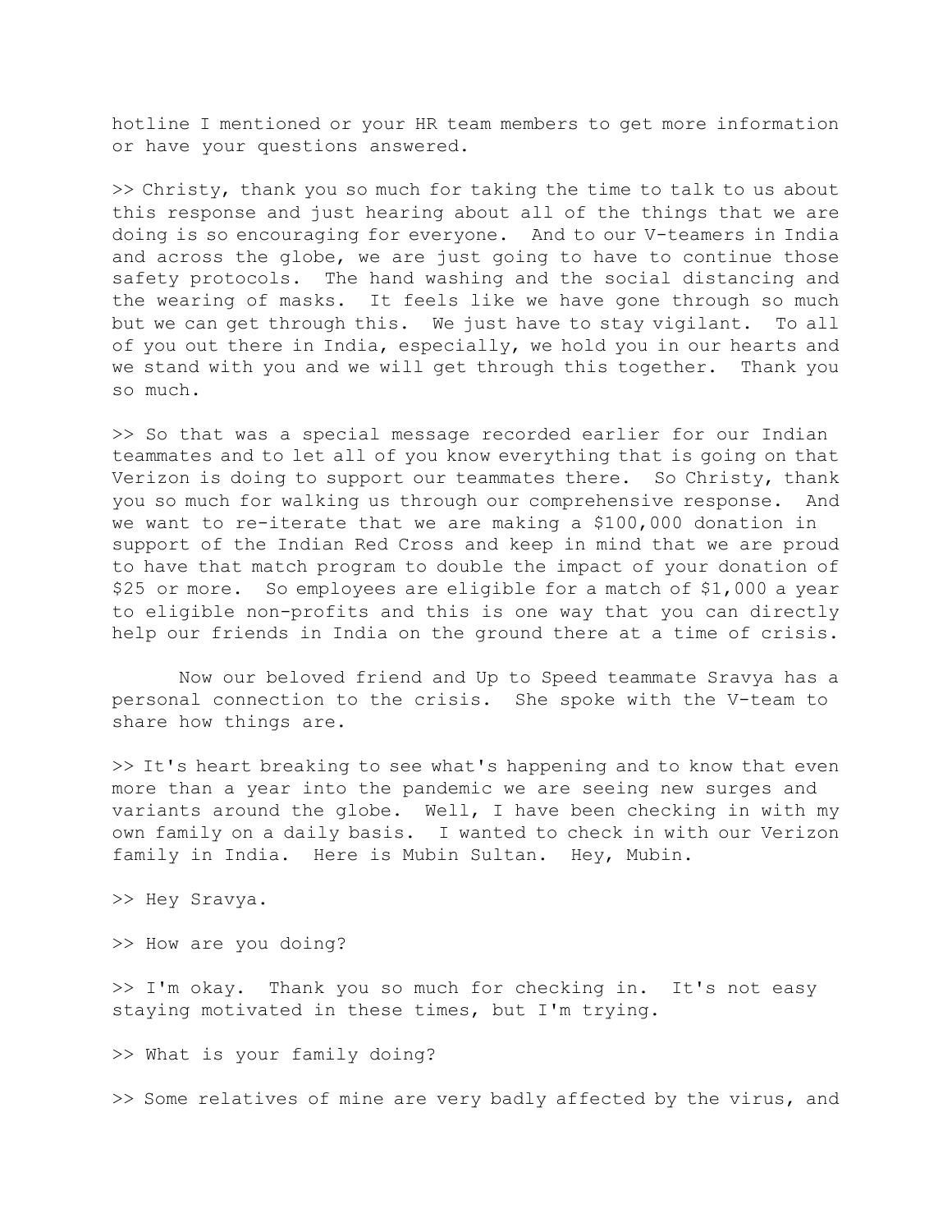hotline I mentioned or your HR team members to get more information or have your questions answered.

>> Christy, thank you so much for taking the time to talk to us about this response and just hearing about all of the things that we are doing is so encouraging for everyone. And to our V-teamers in India and across the globe, we are just going to have to continue those safety protocols. The hand washing and the social distancing and the wearing of masks. It feels like we have gone through so much but we can get through this. We just have to stay vigilant. To all of you out there in India, especially, we hold you in our hearts and we stand with you and we will get through this together. Thank you so much.

>> So that was a special message recorded earlier for our Indian teammates and to let all of you know everything that is going on that Verizon is doing to support our teammates there. So Christy, thank you so much for walking us through our comprehensive response. And we want to re-iterate that we are making a $100,000 donation in support of the Indian Red Cross and keep in mind that we are proud to have that match program to double the impact of your donation of $25 or more. So employees are eligible for a match of $1,000 a year to eligible non-profits and this is one way that you can directly help our friends in India on the ground there at a time of crisis.

Now our beloved friend and Up to Speed teammate Sravya has a personal connection to the crisis. She spoke with the V-team to share how things are.

>> It's heart breaking to see what's happening and to know that even more than a year into the pandemic we are seeing new surges and variants around the globe. Well, I have been checking in with my own family on a daily basis. I wanted to check in with our Verizon family in India. Here is Mubin Sultan. Hey, Mubin.

>> Hey Sravya.

>> How are you doing?

>> I'm okay. Thank you so much for checking in. It's not easy staying motivated in these times, but I'm trying.

>> What is your family doing?

>> Some relatives of mine are very badly affected by the virus, and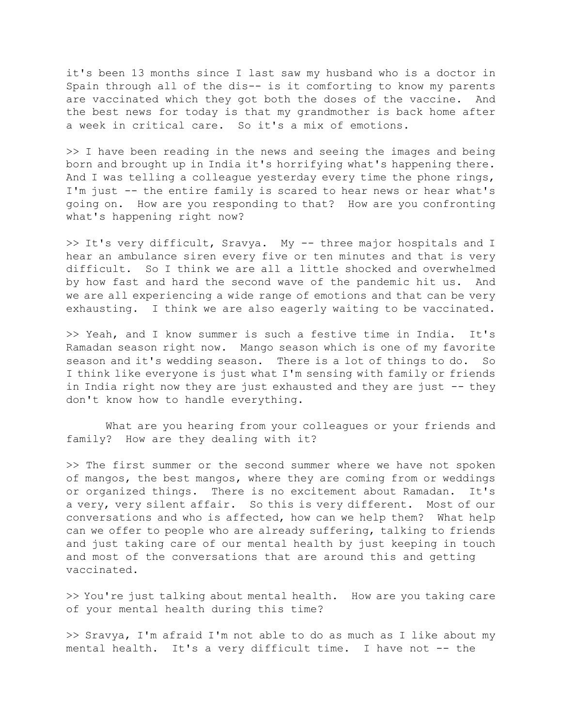it's been 13 months since I last saw my husband who is a doctor in Spain through all of the dis-- is it comforting to know my parents are vaccinated which they got both the doses of the vaccine. And the best news for today is that my grandmother is back home after a week in critical care. So it's a mix of emotions.

>> I have been reading in the news and seeing the images and being born and brought up in India it's horrifying what's happening there. And I was telling a colleague yesterday every time the phone rings, I'm just -- the entire family is scared to hear news or hear what's going on. How are you responding to that? How are you confronting what's happening right now?

>> It's very difficult, Sravya. My -- three major hospitals and I hear an ambulance siren every five or ten minutes and that is very difficult. So I think we are all a little shocked and overwhelmed by how fast and hard the second wave of the pandemic hit us. And we are all experiencing a wide range of emotions and that can be very exhausting. I think we are also eagerly waiting to be vaccinated.

>> Yeah, and I know summer is such a festive time in India. It's Ramadan season right now. Mango season which is one of my favorite season and it's wedding season. There is a lot of things to do. So I think like everyone is just what I'm sensing with family or friends in India right now they are just exhausted and they are just -- they don't know how to handle everything.

What are you hearing from your colleagues or your friends and family? How are they dealing with it?

>> The first summer or the second summer where we have not spoken of mangos, the best mangos, where they are coming from or weddings or organized things. There is no excitement about Ramadan. It's a very, very silent affair. So this is very different. Most of our conversations and who is affected, how can we help them? What help can we offer to people who are already suffering, talking to friends and just taking care of our mental health by just keeping in touch and most of the conversations that are around this and getting vaccinated.

>> You're just talking about mental health. How are you taking care of your mental health during this time?

>> Sravya, I'm afraid I'm not able to do as much as I like about my mental health. It's a very difficult time. I have not -- the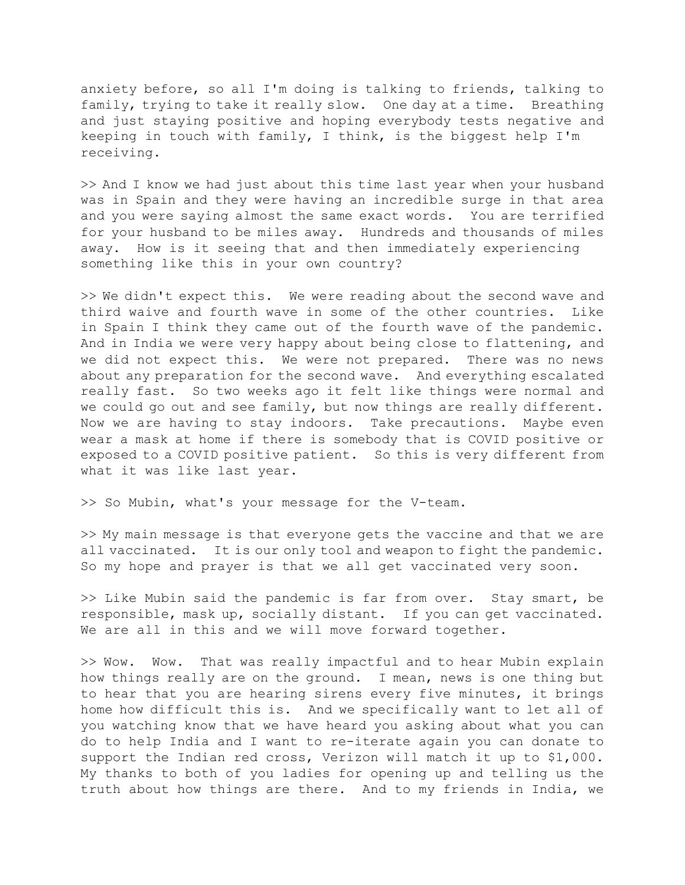anxiety before, so all I'm doing is talking to friends, talking to family, trying to take it really slow. One day at a time. Breathing and just staying positive and hoping everybody tests negative and keeping in touch with family, I think, is the biggest help I'm receiving.

>> And I know we had just about this time last year when your husband was in Spain and they were having an incredible surge in that area and you were saying almost the same exact words. You are terrified for your husband to be miles away. Hundreds and thousands of miles away. How is it seeing that and then immediately experiencing something like this in your own country?

>> We didn't expect this. We were reading about the second wave and third waive and fourth wave in some of the other countries. Like in Spain I think they came out of the fourth wave of the pandemic. And in India we were very happy about being close to flattening, and we did not expect this. We were not prepared. There was no news about any preparation for the second wave. And everything escalated really fast. So two weeks ago it felt like things were normal and we could go out and see family, but now things are really different. Now we are having to stay indoors. Take precautions. Maybe even wear a mask at home if there is somebody that is COVID positive or exposed to a COVID positive patient. So this is very different from what it was like last year.

>> So Mubin, what's your message for the V-team.

>> My main message is that everyone gets the vaccine and that we are all vaccinated. It is our only tool and weapon to fight the pandemic. So my hope and prayer is that we all get vaccinated very soon.

>> Like Mubin said the pandemic is far from over. Stay smart, be responsible, mask up, socially distant. If you can get vaccinated. We are all in this and we will move forward together.

>> Wow. Wow. That was really impactful and to hear Mubin explain how things really are on the ground. I mean, news is one thing but to hear that you are hearing sirens every five minutes, it brings home how difficult this is. And we specifically want to let all of you watching know that we have heard you asking about what you can do to help India and I want to re-iterate again you can donate to support the Indian red cross, Verizon will match it up to $1,000. My thanks to both of you ladies for opening up and telling us the truth about how things are there. And to my friends in India, we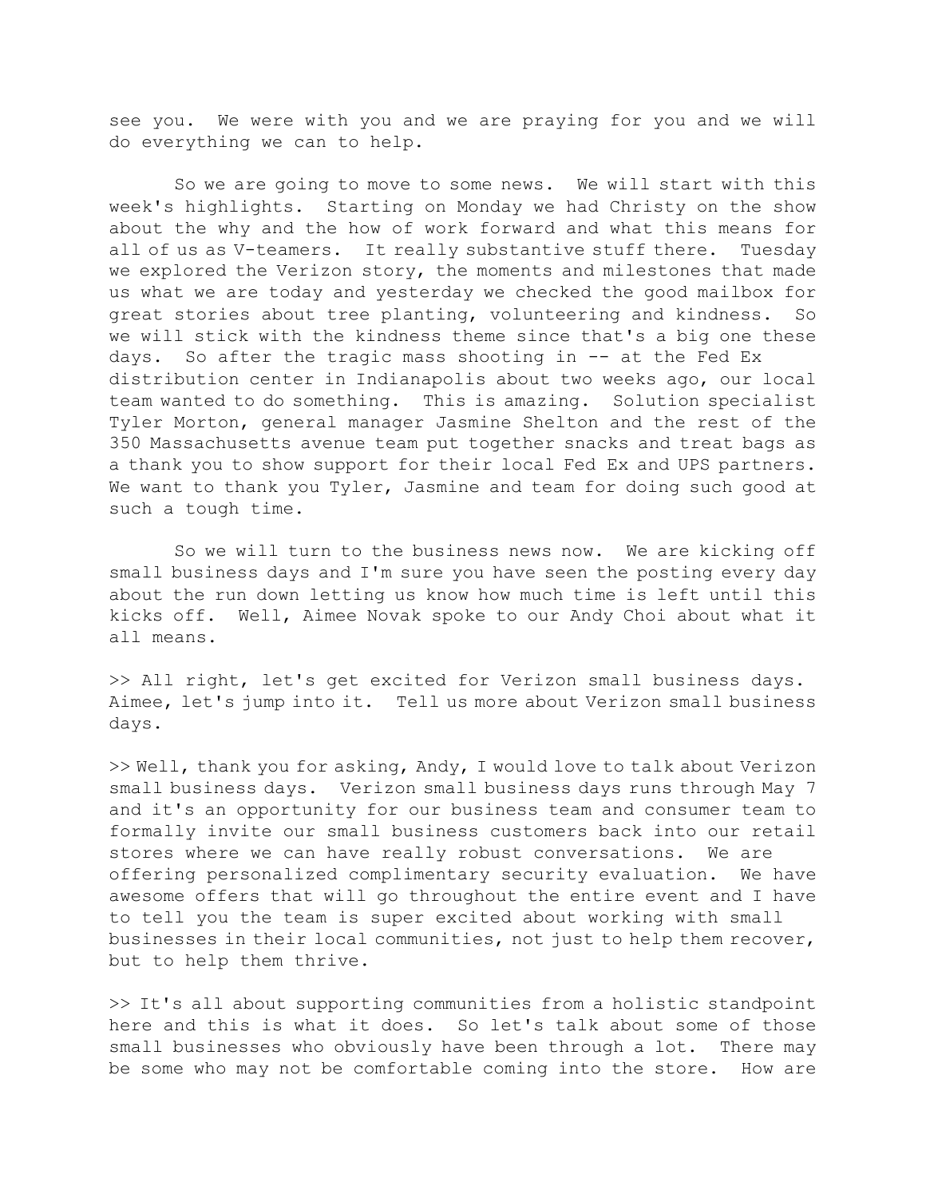see you. We were with you and we are praying for you and we will do everything we can to help.

So we are going to move to some news. We will start with this week's highlights. Starting on Monday we had Christy on the show about the why and the how of work forward and what this means for all of us as V-teamers. It really substantive stuff there. Tuesday we explored the Verizon story, the moments and milestones that made us what we are today and yesterday we checked the good mailbox for great stories about tree planting, volunteering and kindness. So we will stick with the kindness theme since that's a big one these days. So after the tragic mass shooting in -- at the Fed Ex distribution center in Indianapolis about two weeks ago, our local team wanted to do something. This is amazing. Solution specialist Tyler Morton, general manager Jasmine Shelton and the rest of the 350 Massachusetts avenue team put together snacks and treat bags as a thank you to show support for their local Fed Ex and UPS partners. We want to thank you Tyler, Jasmine and team for doing such good at such a tough time.

So we will turn to the business news now. We are kicking off small business days and I'm sure you have seen the posting every day about the run down letting us know how much time is left until this kicks off. Well, Aimee Novak spoke to our Andy Choi about what it all means.

>> All right, let's get excited for Verizon small business days. Aimee, let's jump into it. Tell us more about Verizon small business days.

>> Well, thank you for asking, Andy, I would love to talk about Verizon small business days. Verizon small business days runs through May 7 and it's an opportunity for our business team and consumer team to formally invite our small business customers back into our retail stores where we can have really robust conversations. We are offering personalized complimentary security evaluation. We have awesome offers that will go throughout the entire event and I have to tell you the team is super excited about working with small businesses in their local communities, not just to help them recover, but to help them thrive.

>> It's all about supporting communities from a holistic standpoint here and this is what it does. So let's talk about some of those small businesses who obviously have been through a lot. There may be some who may not be comfortable coming into the store. How are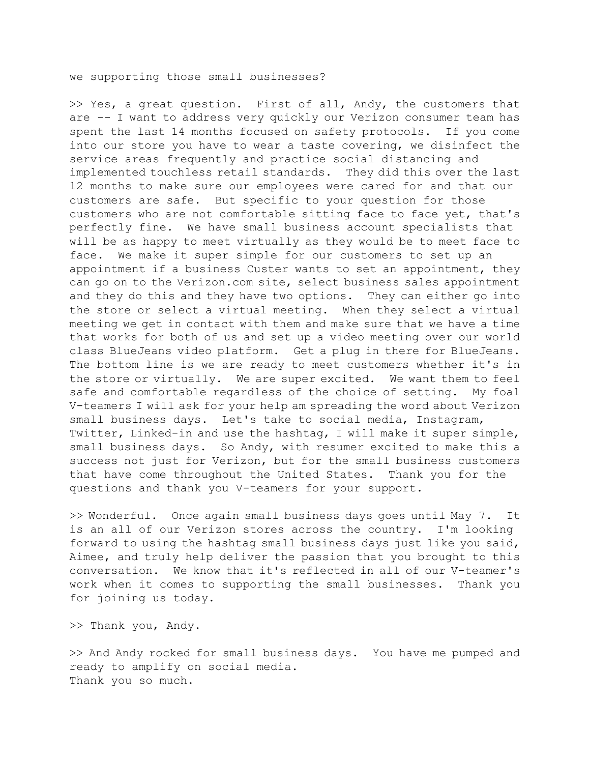we supporting those small businesses?

>> Yes, a great question. First of all, Andy, the customers that are -- I want to address very quickly our Verizon consumer team has spent the last 14 months focused on safety protocols. If you come into our store you have to wear a taste covering, we disinfect the service areas frequently and practice social distancing and implemented touchless retail standards. They did this over the last 12 months to make sure our employees were cared for and that our customers are safe. But specific to your question for those customers who are not comfortable sitting face to face yet, that's perfectly fine. We have small business account specialists that will be as happy to meet virtually as they would be to meet face to face. We make it super simple for our customers to set up an appointment if a business Custer wants to set an appointment, they can go on to the Verizon.com site, select business sales appointment and they do this and they have two options. They can either go into the store or select a virtual meeting. When they select a virtual meeting we get in contact with them and make sure that we have a time that works for both of us and set up a video meeting over our world class BlueJeans video platform. Get a plug in there for BlueJeans. The bottom line is we are ready to meet customers whether it's in the store or virtually. We are super excited. We want them to feel safe and comfortable regardless of the choice of setting. My foal V-teamers I will ask for your help am spreading the word about Verizon small business days. Let's take to social media, Instagram, Twitter, Linked-in and use the hashtag, I will make it super simple, small business days. So Andy, with resumer excited to make this a success not just for Verizon, but for the small business customers that have come throughout the United States. Thank you for the questions and thank you V-teamers for your support.

>> Wonderful. Once again small business days goes until May 7. It is an all of our Verizon stores across the country. I'm looking forward to using the hashtag small business days just like you said, Aimee, and truly help deliver the passion that you brought to this conversation. We know that it's reflected in all of our V-teamer's work when it comes to supporting the small businesses. Thank you for joining us today.

>> Thank you, Andy.

>> And Andy rocked for small business days. You have me pumped and ready to amplify on social media.
Thank you so much.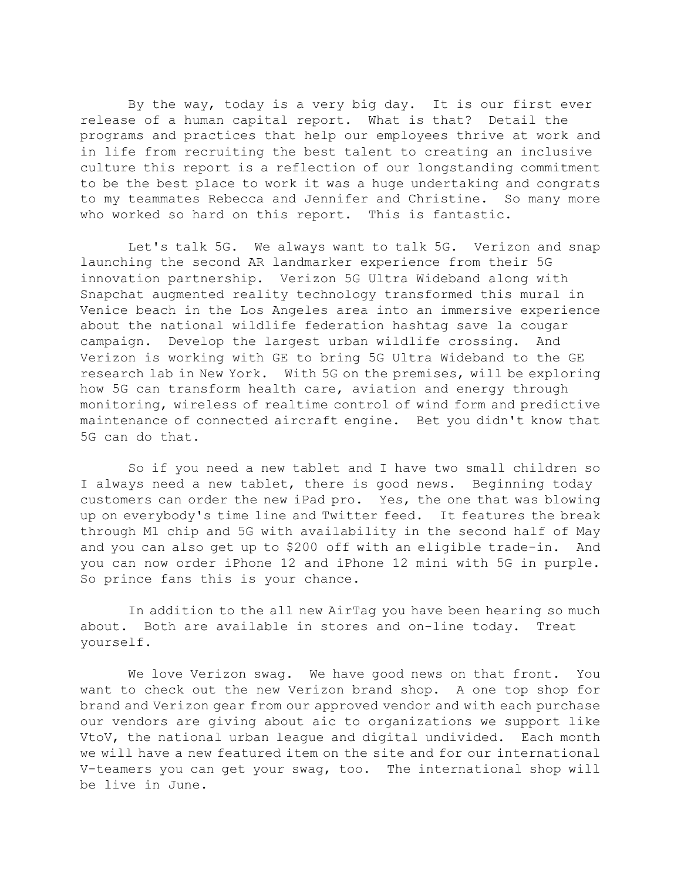By the way, today is a very big day. It is our first ever release of a human capital report. What is that? Detail the programs and practices that help our employees thrive at work and in life from recruiting the best talent to creating an inclusive culture this report is a reflection of our longstanding commitment to be the best place to work it was a huge undertaking and congrats to my teammates Rebecca and Jennifer and Christine. So many more who worked so hard on this report. This is fantastic.

Let's talk 5G. We always want to talk 5G. Verizon and snap launching the second AR landmarker experience from their 5G innovation partnership. Verizon 5G Ultra Wideband along with Snapchat augmented reality technology transformed this mural in Venice beach in the Los Angeles area into an immersive experience about the national wildlife federation hashtag save la cougar campaign. Develop the largest urban wildlife crossing. And Verizon is working with GE to bring 5G Ultra Wideband to the GE research lab in New York. With 5G on the premises, will be exploring how 5G can transform health care, aviation and energy through monitoring, wireless of realtime control of wind form and predictive maintenance of connected aircraft engine. Bet you didn't know that 5G can do that.

So if you need a new tablet and I have two small children so I always need a new tablet, there is good news. Beginning today customers can order the new iPad pro. Yes, the one that was blowing up on everybody's time line and Twitter feed. It features the break through M1 chip and 5G with availability in the second half of May and you can also get up to $200 off with an eligible trade-in. And you can now order iPhone 12 and iPhone 12 mini with 5G in purple. So prince fans this is your chance.

In addition to the all new AirTag you have been hearing so much about. Both are available in stores and on-line today. Treat yourself.

We love Verizon swag. We have good news on that front. You want to check out the new Verizon brand shop. A one top shop for brand and Verizon gear from our approved vendor and with each purchase our vendors are giving about aic to organizations we support like VtoV, the national urban league and digital undivided. Each month we will have a new featured item on the site and for our international V-teamers you can get your swag, too. The international shop will be live in June.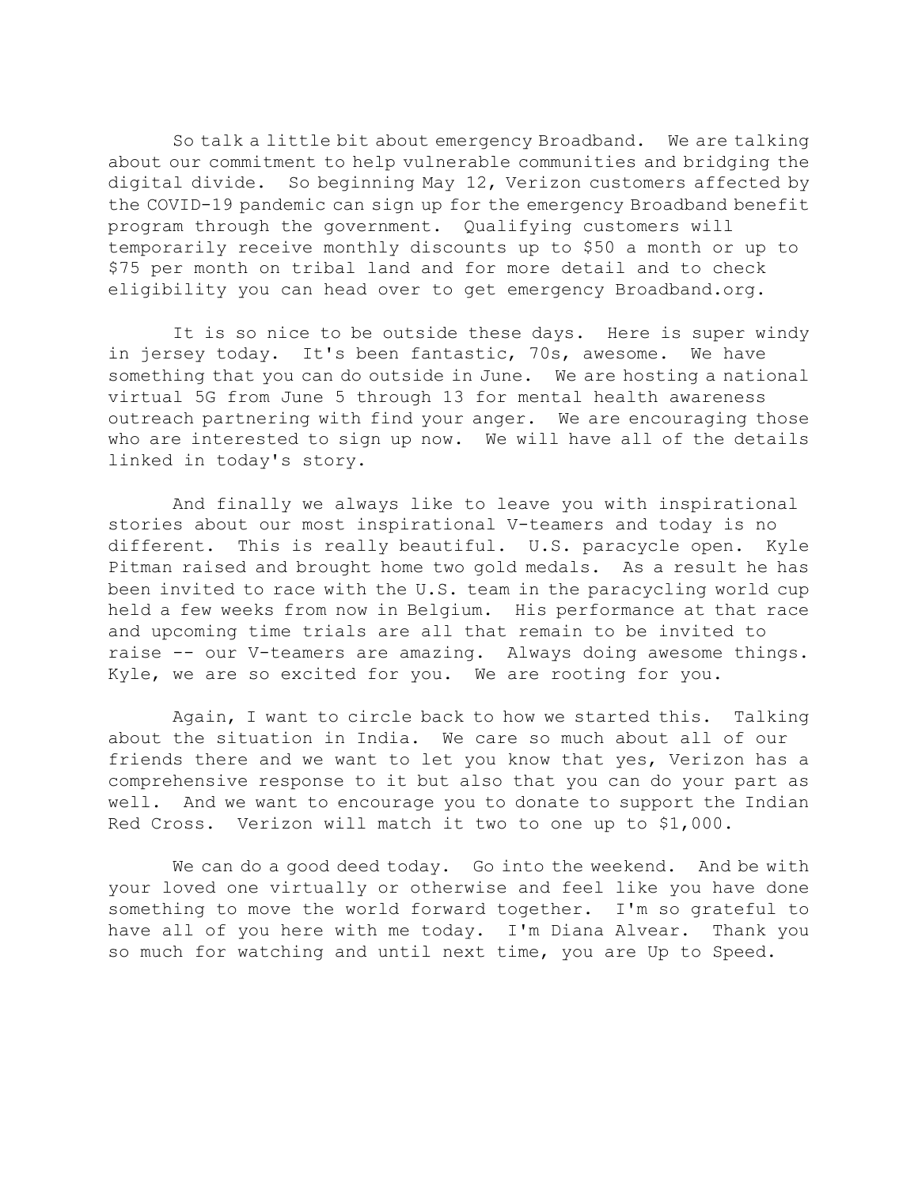So talk a little bit about emergency Broadband. We are talking about our commitment to help vulnerable communities and bridging the digital divide. So beginning May 12, Verizon customers affected by the COVID-19 pandemic can sign up for the emergency Broadband benefit program through the government. Qualifying customers will temporarily receive monthly discounts up to $50 a month or up to $75 per month on tribal land and for more detail and to check eligibility you can head over to get emergency Broadband.org.

It is so nice to be outside these days. Here is super windy in jersey today. It's been fantastic, 70s, awesome. We have something that you can do outside in June. We are hosting a national virtual 5G from June 5 through 13 for mental health awareness outreach partnering with find your anger. We are encouraging those who are interested to sign up now. We will have all of the details linked in today's story.

And finally we always like to leave you with inspirational stories about our most inspirational V-teamers and today is no different. This is really beautiful. U.S. paracycle open. Kyle Pitman raised and brought home two gold medals. As a result he has been invited to race with the U.S. team in the paracycling world cup held a few weeks from now in Belgium. His performance at that race and upcoming time trials are all that remain to be invited to raise -- our V-teamers are amazing. Always doing awesome things. Kyle, we are so excited for you. We are rooting for you.

Again, I want to circle back to how we started this. Talking about the situation in India. We care so much about all of our friends there and we want to let you know that yes, Verizon has a comprehensive response to it but also that you can do your part as well. And we want to encourage you to donate to support the Indian Red Cross. Verizon will match it two to one up to $1,000.

We can do a good deed today. Go into the weekend. And be with your loved one virtually or otherwise and feel like you have done something to move the world forward together. I'm so grateful to have all of you here with me today. I'm Diana Alvear. Thank you so much for watching and until next time, you are Up to Speed.